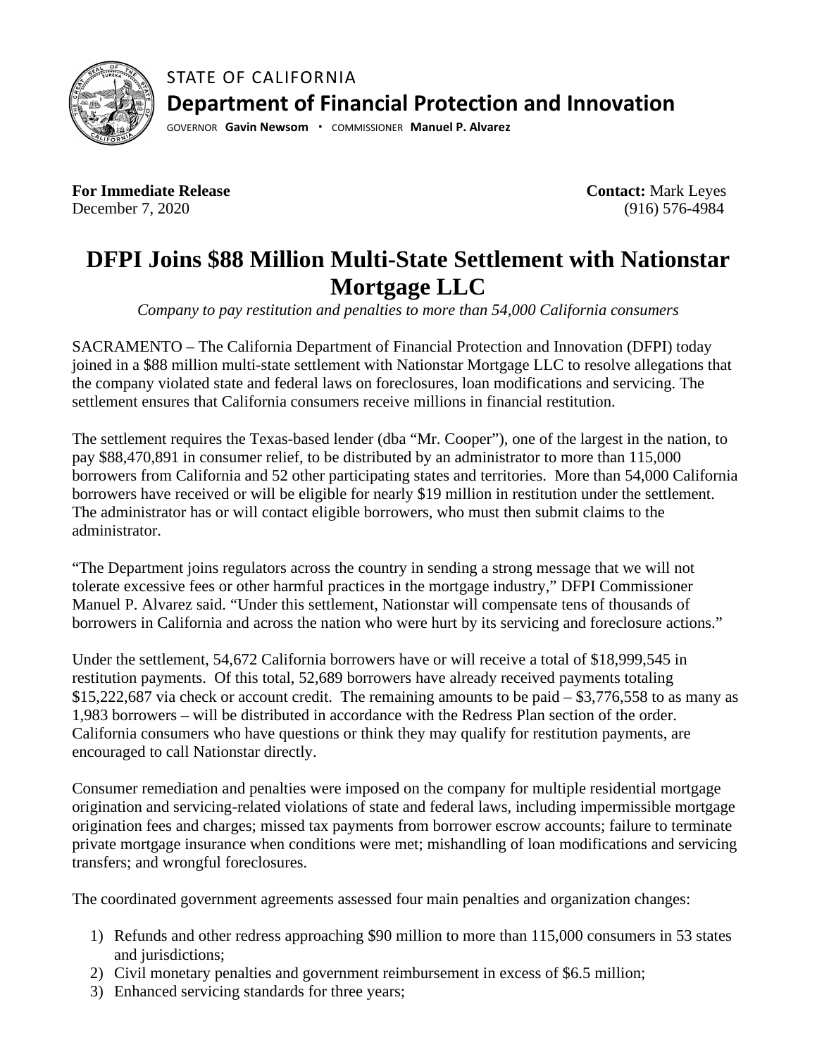STATE OF CALIFORNIA

**Department of Financial Protection and Innovation**

GOVERNOR **Gavin Newsom** · COMMISSIONER **Manuel P. Alvarez**

**For Immediate Release**
December 7, 2020

**Contact:** Mark Leyes
(916) 576-4984

# DFPI Joins $88 Million Multi-State Settlement with Nationstar Mortgage LLC

*Company to pay restitution and penalties to more than 54,000 California consumers*

SACRAMENTO – The California Department of Financial Protection and Innovation (DFPI) today joined in a $88 million multi-state settlement with Nationstar Mortgage LLC to resolve allegations that the company violated state and federal laws on foreclosures, loan modifications and servicing. The settlement ensures that California consumers receive millions in financial restitution.

The settlement requires the Texas-based lender (dba "Mr. Cooper"), one of the largest in the nation, to pay $88,470,891 in consumer relief, to be distributed by an administrator to more than 115,000 borrowers from California and 52 other participating states and territories. More than 54,000 California borrowers have received or will be eligible for nearly $19 million in restitution under the settlement. The administrator has or will contact eligible borrowers, who must then submit claims to the administrator.

"The Department joins regulators across the country in sending a strong message that we will not tolerate excessive fees or other harmful practices in the mortgage industry," DFPI Commissioner Manuel P. Alvarez said. "Under this settlement, Nationstar will compensate tens of thousands of borrowers in California and across the nation who were hurt by its servicing and foreclosure actions."

Under the settlement, 54,672 California borrowers have or will receive a total of $18,999,545 in restitution payments. Of this total, 52,689 borrowers have already received payments totaling $15,222,687 via check or account credit. The remaining amounts to be paid – $3,776,558 to as many as 1,983 borrowers – will be distributed in accordance with the Redress Plan section of the order. California consumers who have questions or think they may qualify for restitution payments, are encouraged to call Nationstar directly.

Consumer remediation and penalties were imposed on the company for multiple residential mortgage origination and servicing-related violations of state and federal laws, including impermissible mortgage origination fees and charges; missed tax payments from borrower escrow accounts; failure to terminate private mortgage insurance when conditions were met; mishandling of loan modifications and servicing transfers; and wrongful foreclosures.

The coordinated government agreements assessed four main penalties and organization changes:

1) Refunds and other redress approaching $90 million to more than 115,000 consumers in 53 states and jurisdictions;
2) Civil monetary penalties and government reimbursement in excess of $6.5 million;
3) Enhanced servicing standards for three years;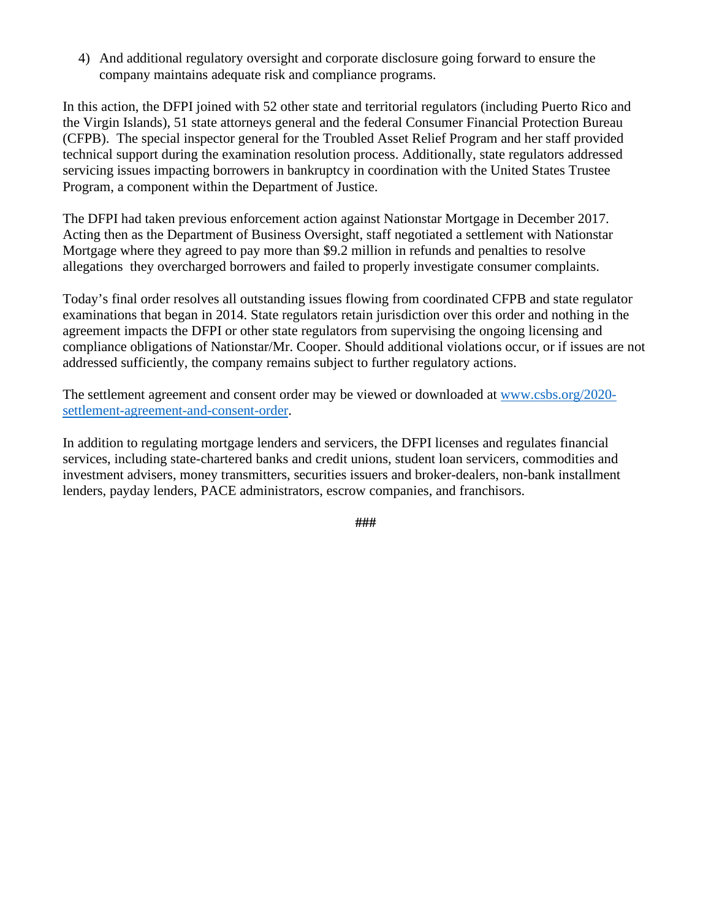4) And additional regulatory oversight and corporate disclosure going forward to ensure the company maintains adequate risk and compliance programs.

In this action, the DFPI joined with 52 other state and territorial regulators (including Puerto Rico and the Virgin Islands), 51 state attorneys general and the federal Consumer Financial Protection Bureau (CFPB). The special inspector general for the Troubled Asset Relief Program and her staff provided technical support during the examination resolution process. Additionally, state regulators addressed servicing issues impacting borrowers in bankruptcy in coordination with the United States Trustee Program, a component within the Department of Justice.

The DFPI had taken previous enforcement action against Nationstar Mortgage in December 2017. Acting then as the Department of Business Oversight, staff negotiated a settlement with Nationstar Mortgage where they agreed to pay more than $9.2 million in refunds and penalties to resolve allegations they overcharged borrowers and failed to properly investigate consumer complaints.

Today's final order resolves all outstanding issues flowing from coordinated CFPB and state regulator examinations that began in 2014. State regulators retain jurisdiction over this order and nothing in the agreement impacts the DFPI or other state regulators from supervising the ongoing licensing and compliance obligations of Nationstar/Mr. Cooper. Should additional violations occur, or if issues are not addressed sufficiently, the company remains subject to further regulatory actions.

The settlement agreement and consent order may be viewed or downloaded at [www.csbs.org/2020-settlement-agreement-and-consent-order](www.csbs.org/2020-settlement-agreement-and-consent-order).

In addition to regulating mortgage lenders and servicers, the DFPI licenses and regulates financial services, including state-chartered banks and credit unions, student loan servicers, commodities and investment advisers, money transmitters, securities issuers and broker-dealers, non-bank installment lenders, payday lenders, PACE administrators, escrow companies, and franchisors.

###